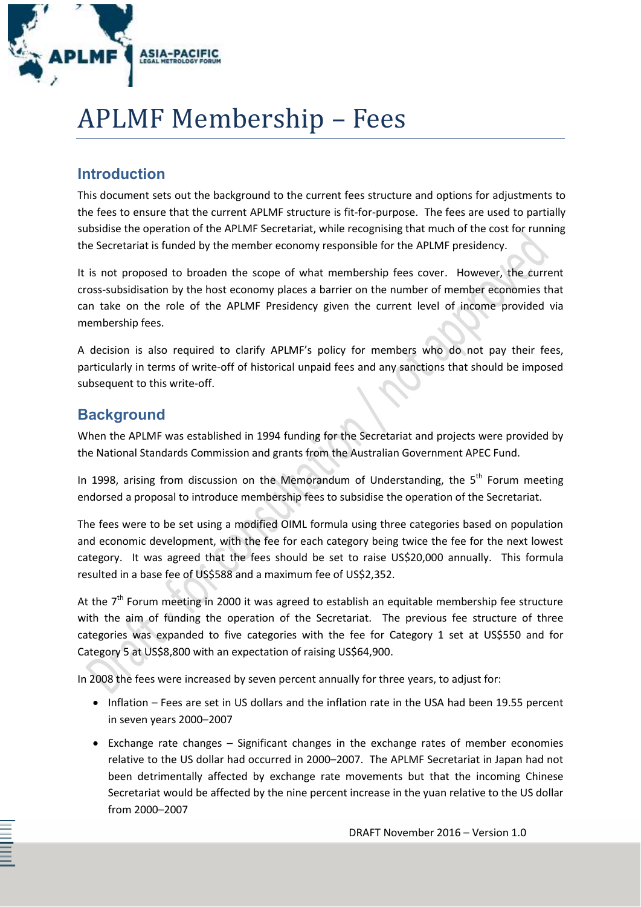# APLMF Membership – Fees

## Introduction

This document sets out the background to the current fees structure and options for adjustments to the fees to ensure that the current APLMF structure is fit-for-purpose. The fees are used to partially subsidise the operation of the APLMF Secretariat, while recognising that much of the cost for running the Secretariat is funded by the member economy responsible for the APLMF presidency.

It is not proposed to broaden the scope of what membership fees cover. However, the current cross-subsidisation by the host economy places a barrier on the number of member economies that can take on the role of the APLMF Presidency given the current level of income provided via membership fees.

A decision is also required to clarify APLMF's policy for members who do not pay their fees, particularly in terms of write-off of historical unpaid fees and any sanctions that should be imposed subsequent to this write-off.

## Background

When the APLMF was established in 1994 funding for the Secretariat and projects were provided by the National Standards Commission and grants from the Australian Government APEC Fund.

In 1998, arising from discussion on the Memorandum of Understanding, the 5th Forum meeting endorsed a proposal to introduce membership fees to subsidise the operation of the Secretariat.

The fees were to be set using a modified OIML formula using three categories based on population and economic development, with the fee for each category being twice the fee for the next lowest category. It was agreed that the fees should be set to raise US$20,000 annually. This formula resulted in a base fee of US$588 and a maximum fee of US$2,352.

At the 7th Forum meeting in 2000 it was agreed to establish an equitable membership fee structure with the aim of funding the operation of the Secretariat. The previous fee structure of three categories was expanded to five categories with the fee for Category 1 set at US$550 and for Category 5 at US$8,800 with an expectation of raising US$64,900.

In 2008 the fees were increased by seven percent annually for three years, to adjust for:

- Inflation – Fees are set in US dollars and the inflation rate in the USA had been 19.55 percent in seven years 2000–2007
- Exchange rate changes – Significant changes in the exchange rates of member economies relative to the US dollar had occurred in 2000–2007. The APLMF Secretariat in Japan had not been detrimentally affected by exchange rate movements but that the incoming Chinese Secretariat would be affected by the nine percent increase in the yuan relative to the US dollar from 2000–2007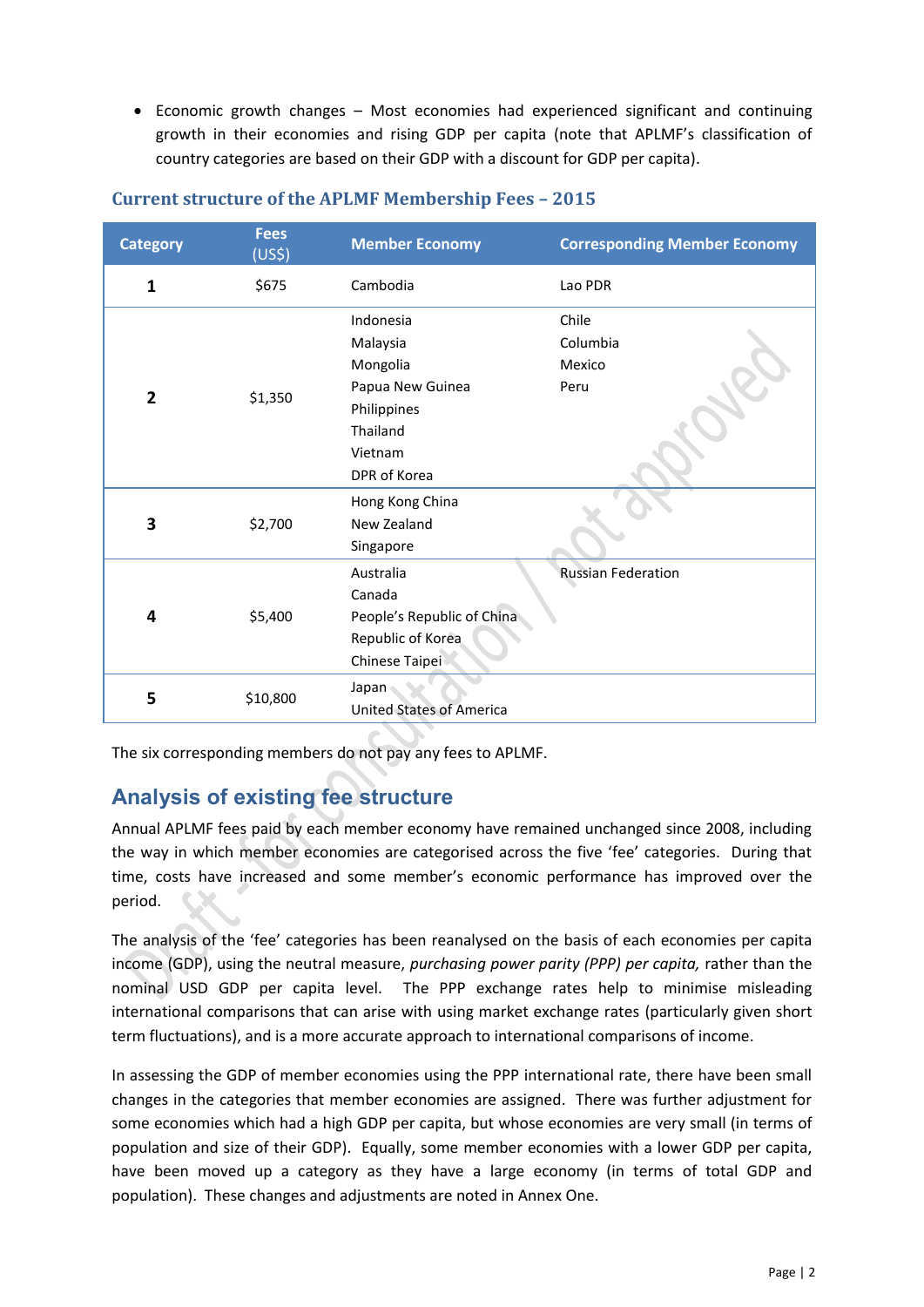- Economic growth changes – Most economies had experienced significant and continuing growth in their economies and rising GDP per capita (note that APLMF's classification of country categories are based on their GDP with a discount for GDP per capita).

## Current structure of the APLMF Membership Fees – 2015

| Category | Fees (US$) | Member Economy | Corresponding Member Economy |
|---|---|---|---|
| **1** | $675 | Cambodia | Lao PDR |
| **2** | $1,350 | Indonesia<br>Malaysia<br>Mongolia<br>Papua New Guinea<br>Philippines<br>Thailand<br>Vietnam<br>DPR of Korea | Chile<br>Columbia<br>Mexico<br>Peru |
| **3** | $2,700 | Hong Kong China<br>New Zealand<br>Singapore | |
| **4** | $5,400 | Australia<br>Canada<br>People's Republic of China<br>Republic of Korea<br>Chinese Taipei | Russian Federation |
| **5** | $10,800 | Japan<br>United States of America | |

The six corresponding members do not pay any fees to APLMF.

## Analysis of existing fee structure

Annual APLMF fees paid by each member economy have remained unchanged since 2008, including the way in which member economies are categorised across the five 'fee' categories. During that time, costs have increased and some member's economic performance has improved over the period.

The analysis of the 'fee' categories has been reanalysed on the basis of each economies per capita income (GDP), using the neutral measure, *purchasing power parity (PPP) per capita,* rather than the nominal USD GDP per capita level. The PPP exchange rates help to minimise misleading international comparisons that can arise with using market exchange rates (particularly given short term fluctuations), and is a more accurate approach to international comparisons of income.

In assessing the GDP of member economies using the PPP international rate, there have been small changes in the categories that member economies are assigned. There was further adjustment for some economies which had a high GDP per capita, but whose economies are very small (in terms of population and size of their GDP). Equally, some member economies with a lower GDP per capita, have been moved up a category as they have a large economy (in terms of total GDP and population). These changes and adjustments are noted in Annex One.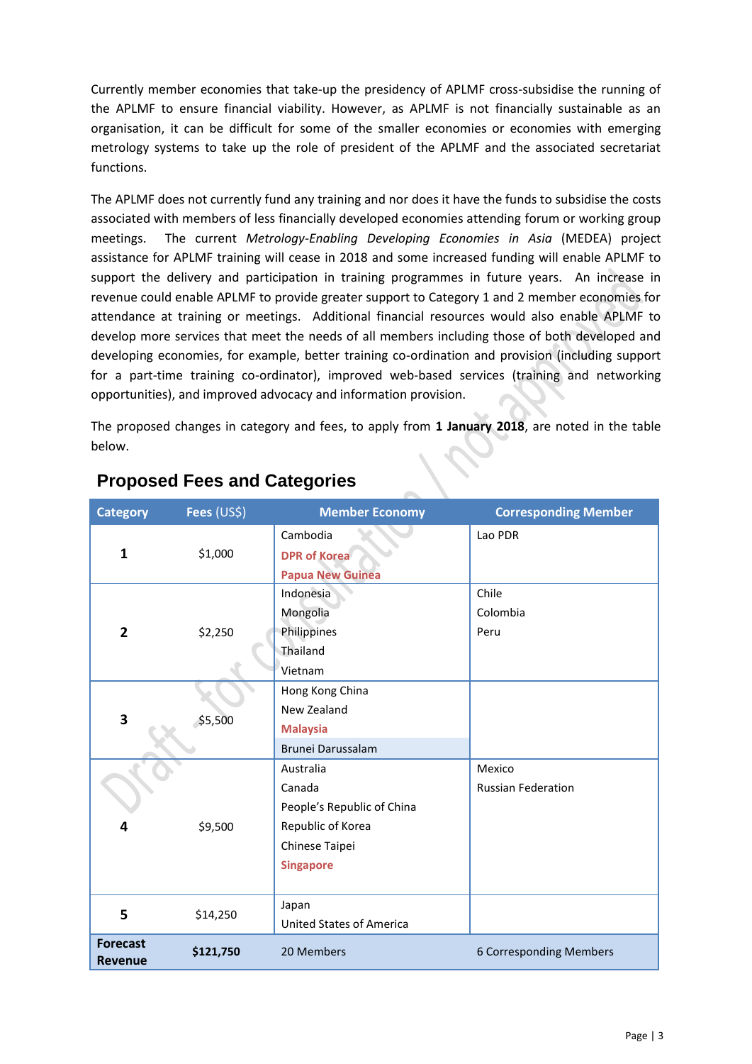Currently member economies that take-up the presidency of APLMF cross-subsidise the running of the APLMF to ensure financial viability. However, as APLMF is not financially sustainable as an organisation, it can be difficult for some of the smaller economies or economies with emerging metrology systems to take up the role of president of the APLMF and the associated secretariat functions.

The APLMF does not currently fund any training and nor does it have the funds to subsidise the costs associated with members of less financially developed economies attending forum or working group meetings. The current *Metrology-Enabling Developing Economies in Asia* (MEDEA) project assistance for APLMF training will cease in 2018 and some increased funding will enable APLMF to support the delivery and participation in training programmes in future years. An increase in revenue could enable APLMF to provide greater support to Category 1 and 2 member economies for attendance at training or meetings. Additional financial resources would also enable APLMF to develop more services that meet the needs of all members including those of both developed and developing economies, for example, better training co-ordination and provision (including support for a part-time training co-ordinator), improved web-based services (training and networking opportunities), and improved advocacy and information provision.

The proposed changes in category and fees, to apply from **1 January 2018**, are noted in the table below.

## Proposed Fees and Categories

| Category | Fees (US$) | Member Economy | Corresponding Member |
|---|---|---|---|
| **1** | $1,000 | Cambodia<br>**DPR of Korea**<br>**Papua New Guinea** | Lao PDR |
| **2** | $2,250 | Indonesia<br>Mongolia<br>Philippines<br>Thailand<br>Vietnam | Chile<br>Colombia<br>Peru |
| **3** | $5,500 | Hong Kong China<br>New Zealand<br>**Malaysia**<br>Brunei Darussalam | |
| **4** | $9,500 | Australia<br>Canada<br>People's Republic of China<br>Republic of Korea<br>Chinese Taipei<br>**Singapore** | Mexico<br>Russian Federation |
| **5** | $14,250 | Japan<br>United States of America | |
| **Forecast Revenue** | **$121,750** | 20 Members | 6 Corresponding Members |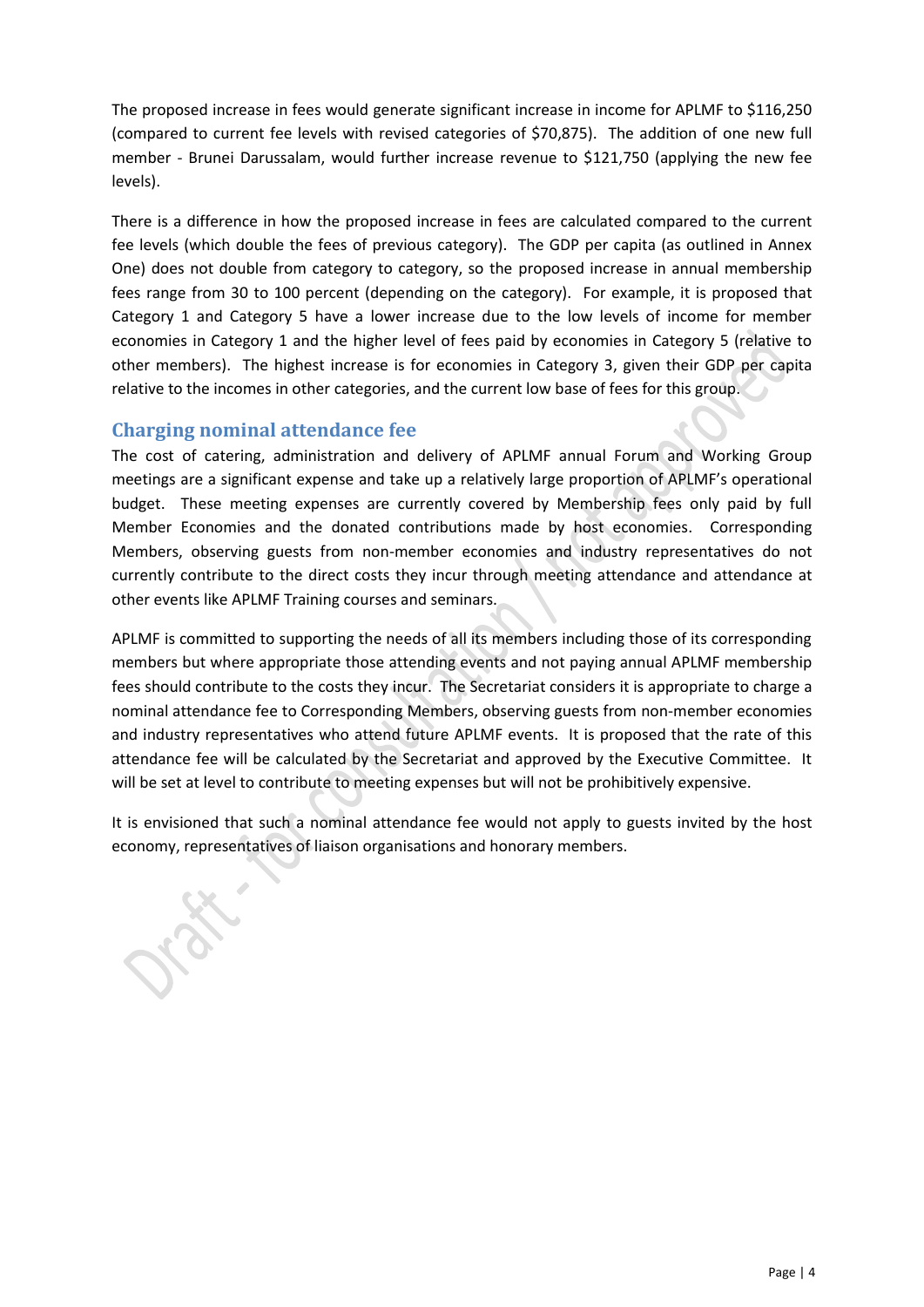The proposed increase in fees would generate significant increase in income for APLMF to $116,250 (compared to current fee levels with revised categories of $70,875). The addition of one new full member - Brunei Darussalam, would further increase revenue to $121,750 (applying the new fee levels).

There is a difference in how the proposed increase in fees are calculated compared to the current fee levels (which double the fees of previous category). The GDP per capita (as outlined in Annex One) does not double from category to category, so the proposed increase in annual membership fees range from 30 to 100 percent (depending on the category). For example, it is proposed that Category 1 and Category 5 have a lower increase due to the low levels of income for member economies in Category 1 and the higher level of fees paid by economies in Category 5 (relative to other members). The highest increase is for economies in Category 3, given their GDP per capita relative to the incomes in other categories, and the current low base of fees for this group.

## Charging nominal attendance fee

The cost of catering, administration and delivery of APLMF annual Forum and Working Group meetings are a significant expense and take up a relatively large proportion of APLMF's operational budget. These meeting expenses are currently covered by Membership fees only paid by full Member Economies and the donated contributions made by host economies. Corresponding Members, observing guests from non-member economies and industry representatives do not currently contribute to the direct costs they incur through meeting attendance and attendance at other events like APLMF Training courses and seminars.

APLMF is committed to supporting the needs of all its members including those of its corresponding members but where appropriate those attending events and not paying annual APLMF membership fees should contribute to the costs they incur. The Secretariat considers it is appropriate to charge a nominal attendance fee to Corresponding Members, observing guests from non-member economies and industry representatives who attend future APLMF events. It is proposed that the rate of this attendance fee will be calculated by the Secretariat and approved by the Executive Committee. It will be set at level to contribute to meeting expenses but will not be prohibitively expensive.

It is envisioned that such a nominal attendance fee would not apply to guests invited by the host economy, representatives of liaison organisations and honorary members.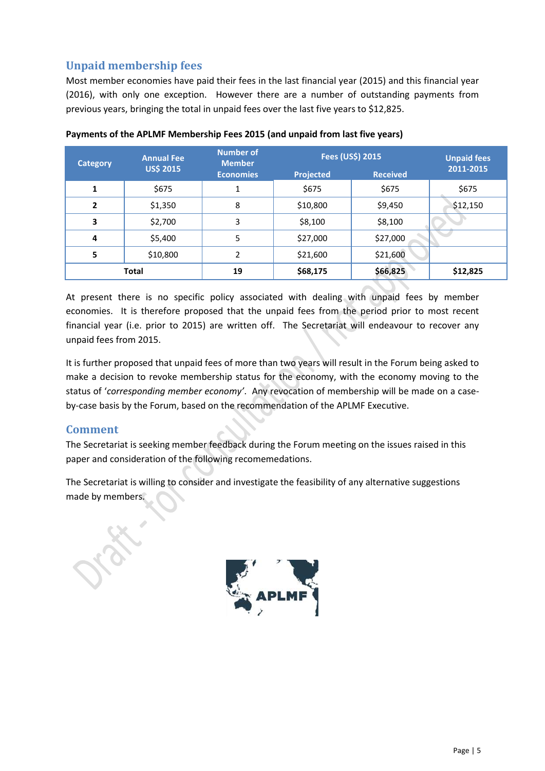## Unpaid membership fees

Most member economies have paid their fees in the last financial year (2015) and this financial year (2016), with only one exception. However there are a number of outstanding payments from previous years, bringing the total in unpaid fees over the last five years to $12,825.

**Payments of the APLMF Membership Fees 2015 (and unpaid from last five years)**

| Category | Annual Fee US$ 2015 | Number of Member Economies | Fees (US$) 2015 | | Unpaid fees 2011-2015 |
|---|---|---|---|---|---|
| | | | Projected | Received | |
| **1** | $675 | 1 | $675 | $675 | $675 |
| **2** | $1,350 | 8 | $10,800 | $9,450 | $12,150 |
| **3** | $2,700 | 3 | $8,100 | $8,100 | |
| **4** | $5,400 | 5 | $27,000 | $27,000 | |
| **5** | $10,800 | 2 | $21,600 | $21,600 | |
| **Total** | | **19** | **$68,175** | **$66,825** | **$12,825** |

At present there is no specific policy associated with dealing with unpaid fees by member economies. It is therefore proposed that the unpaid fees from the period prior to most recent financial year (i.e. prior to 2015) are written off. The Secretariat will endeavour to recover any unpaid fees from 2015.

It is further proposed that unpaid fees of more than two years will result in the Forum being asked to make a decision to revoke membership status for the economy, with the economy moving to the status of '*corresponding member economy*'. Any revocation of membership will be made on a case-by-case basis by the Forum, based on the recommendation of the APLMF Executive.

## Comment

The Secretariat is seeking member feedback during the Forum meeting on the issues raised in this paper and consideration of the following recomemedations.

The Secretariat is willing to consider and investigate the feasibility of any alternative suggestions made by members.

APLMF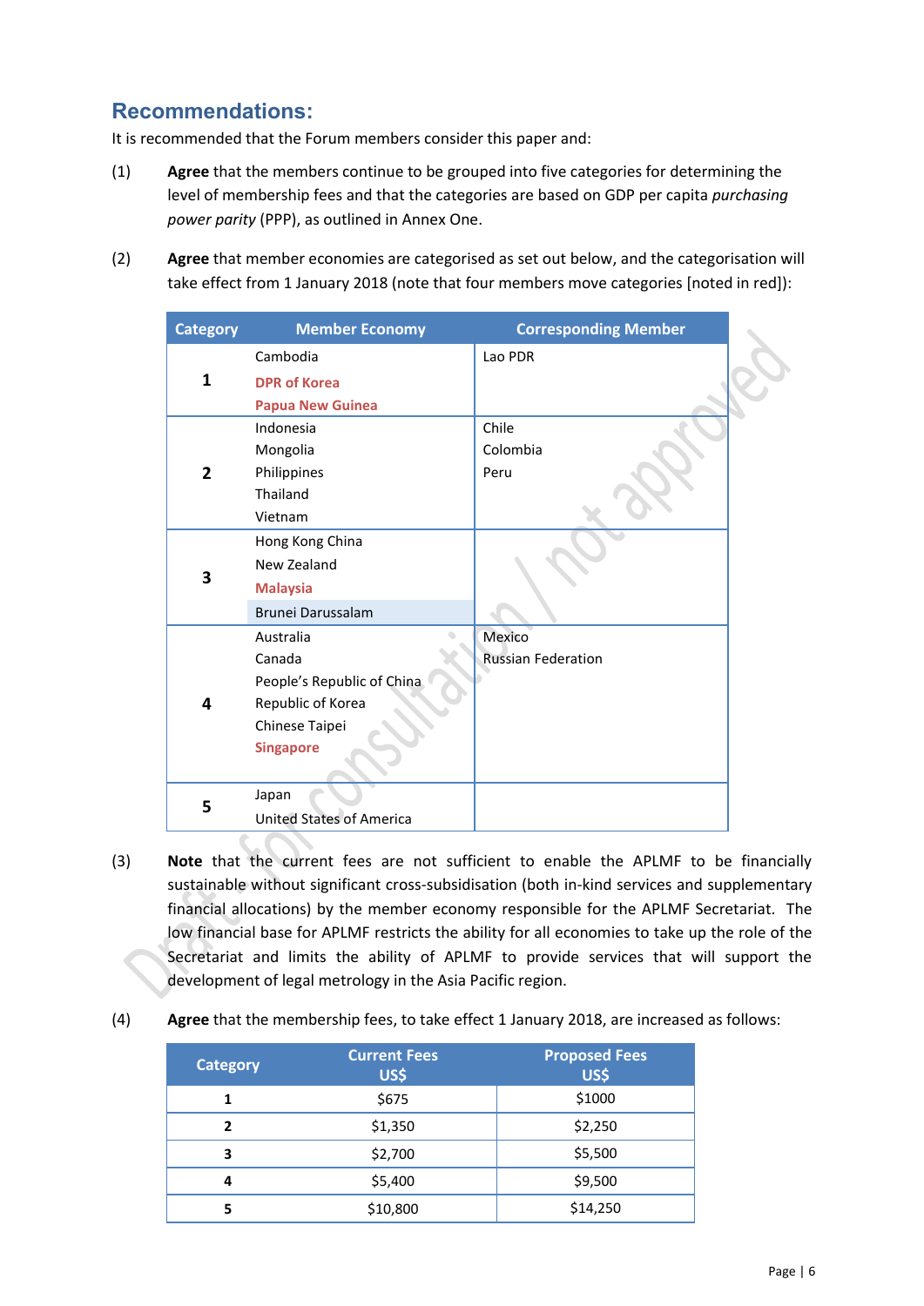## Recommendations:

It is recommended that the Forum members consider this paper and:

(1) **Agree** that the members continue to be grouped into five categories for determining the level of membership fees and that the categories are based on GDP per capita *purchasing power parity* (PPP), as outlined in Annex One.

(2) **Agree** that member economies are categorised as set out below, and the categorisation will take effect from 1 January 2018 (note that four members move categories [noted in red]):

| Category | Member Economy | Corresponding Member |
|---|---|---|
| 1 | Cambodia<br>**DPR of Korea**<br>**Papua New Guinea** | Lao PDR |
| 2 | Indonesia<br>Mongolia<br>Philippines<br>Thailand<br>Vietnam | Chile<br>Colombia<br>Peru |
| 3 | Hong Kong China<br>New Zealand<br>**Malaysia**<br>Brunei Darussalam | |
| 4 | Australia<br>Canada<br>People's Republic of China<br>Republic of Korea<br>Chinese Taipei<br>**Singapore** | Mexico<br>Russian Federation |
| 5 | Japan<br>United States of America | |

(3) **Note** that the current fees are not sufficient to enable the APLMF to be financially sustainable without significant cross-subsidisation (both in-kind services and supplementary financial allocations) by the member economy responsible for the APLMF Secretariat. The low financial base for APLMF restricts the ability for all economies to take up the role of the Secretariat and limits the ability of APLMF to provide services that will support the development of legal metrology in the Asia Pacific region.

(4) **Agree** that the membership fees, to take effect 1 January 2018, are increased as follows:

| Category | Current Fees US$ | Proposed Fees US$ |
|---|---|---|
| 1 | $675 | $1000 |
| 2 | $1,350 | $2,250 |
| 3 | $2,700 | $5,500 |
| 4 | $5,400 | $9,500 |
| 5 | $10,800 | $14,250 |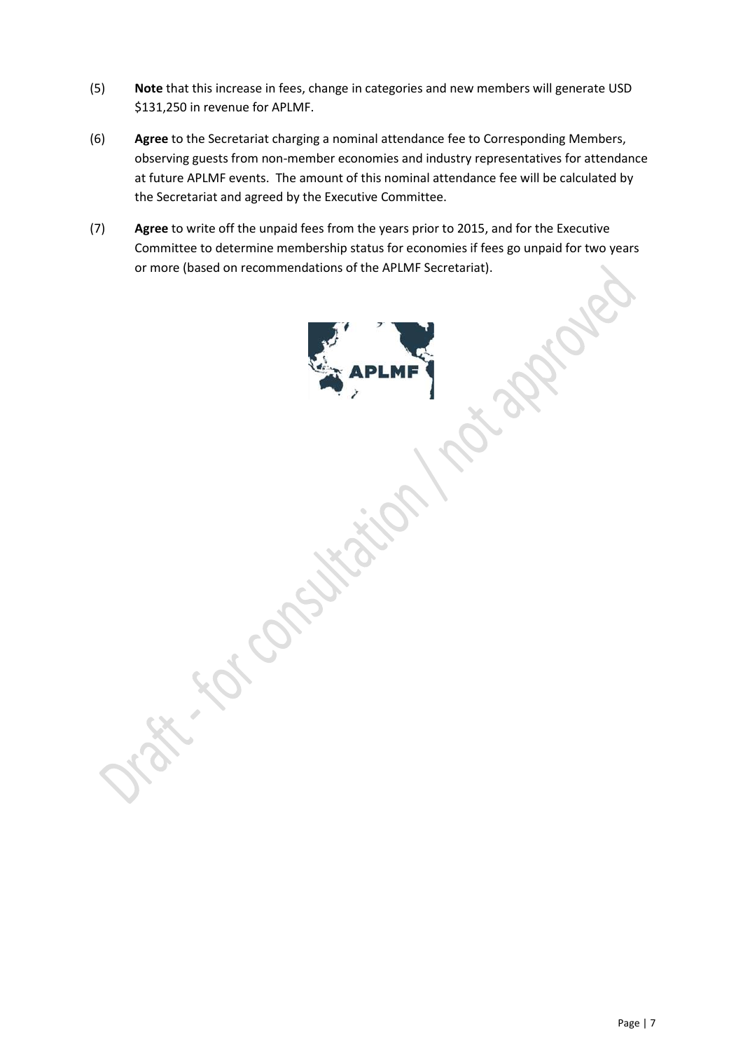(5) **Note** that this increase in fees, change in categories and new members will generate USD $131,250 in revenue for APLMF.

(6) **Agree** to the Secretariat charging a nominal attendance fee to Corresponding Members, observing guests from non-member economies and industry representatives for attendance at future APLMF events. The amount of this nominal attendance fee will be calculated by the Secretariat and agreed by the Executive Committee.

(7) **Agree** to write off the unpaid fees from the years prior to 2015, and for the Executive Committee to determine membership status for economies if fees go unpaid for two years or more (based on recommendations of the APLMF Secretariat).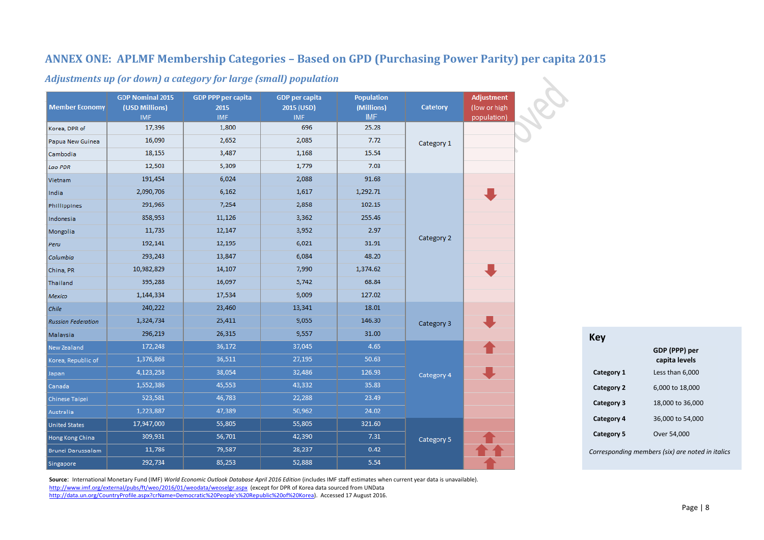## ANNEX ONE: APLMF Membership Categories – Based on GPD (Purchasing Power Parity) per capita 2015

### *Adjustments up (or down) a category for large (small) population*

| Member Economy | GDP Nominal 2015 (USD Millions) IMF | GDP PPP per capita 2015 IMF | GDP per capita 2015 (USD) IMF | Population (Millions) IMF | Catetory | Adjustment (low or high population) |
|---|---|---|---|---|---|---|
| Korea, DPR of | 17,396 | 1,800 | 696 | 25.28 | Category 1 | |
| Papua New Guinea | 16,090 | 2,652 | 2,085 | 7.72 | | |
| Cambodia | 18,155 | 3,487 | 1,168 | 15.54 | | |
| *Lao PDR* | 12,503 | 5,309 | 1,779 | 7.03 | | |
| Vietnam | 191,454 | 6,024 | 2,088 | 91.68 | Category 2 | |
| India | 2,090,706 | 6,162 | 1,617 | 1,292.71 | | ↓ |
| Phillippines | 291,965 | 7,254 | 2,858 | 102.15 | | |
| Indonesia | 858,953 | 11,126 | 3,362 | 255.46 | | |
| Mongolia | 11,735 | 12,147 | 3,952 | 2.97 | | |
| *Peru* | 192,141 | 12,195 | 6,021 | 31.91 | | |
| *Columbia* | 293,243 | 13,847 | 6,084 | 48.20 | | |
| China, PR | 10,982,829 | 14,107 | 7,990 | 1,374.62 | | ↓ |
| Thailand | 395,288 | 16,097 | 5,742 | 68.84 | | |
| *Mexico* | 1,144,334 | 17,534 | 9,009 | 127.02 | | |
| *Chile* | 240,222 | 23,460 | 13,341 | 18.01 | Category 3 | |
| *Russian Federation* | 1,324,734 | 25,411 | 9,055 | 146.30 | | ↓ |
| Malaysia | 296,219 | 26,315 | 9,557 | 31.00 | | |
| New Zealand | 172,248 | 36,172 | 37,045 | 4.65 | Category 4 | ↑ |
| Korea, Republic of | 1,376,868 | 36,511 | 27,195 | 50.63 | | |
| Japan | 4,123,258 | 38,054 | 32,486 | 126.93 | | ↓ |
| Canada | 1,552,386 | 45,553 | 43,332 | 35.83 | | |
| Chinese Taipei | 523,581 | 46,783 | 22,288 | 23.49 | | |
| Australia | 1,223,887 | 47,389 | 50,962 | 24.02 | | |
| United States | 17,947,000 | 55,805 | 55,805 | 321.60 | Category 5 | |
| Hong Kong China | 309,931 | 56,701 | 42,390 | 7.31 | | ↑ |
| Brunei Darussalam | 11,786 | 79,587 | 28,237 | 0.42 | | ↑↑ |
| Singapore | 292,734 | 85,253 | 52,888 | 5.54 | | ↑ |

**Source**: International Monetary Fund (IMF) *World Economic Outlook Database April 2016 Edition* (includes IMF staff estimates when current year data is unavailable). http://www.imf.org/external/pubs/ft/weo/2016/01/weodata/weoselgr.aspx (except for DPR of Korea data sourced from UNData http://data.un.org/CountryProfile.aspx?crName=Democratic%20People's%20Republic%20of%20Korea). Accessed 17 August 2016.

**Key**

| | GDP (PPP) per capita levels |
|---|---|
| **Category 1** | Less than 6,000 |
| **Category 2** | 6,000 to 18,000 |
| **Category 3** | 18,000 to 36,000 |
| **Category 4** | 36,000 to 54,000 |
| **Category 5** | Over 54,000 |

*Corresponding members (six) are noted in italics*